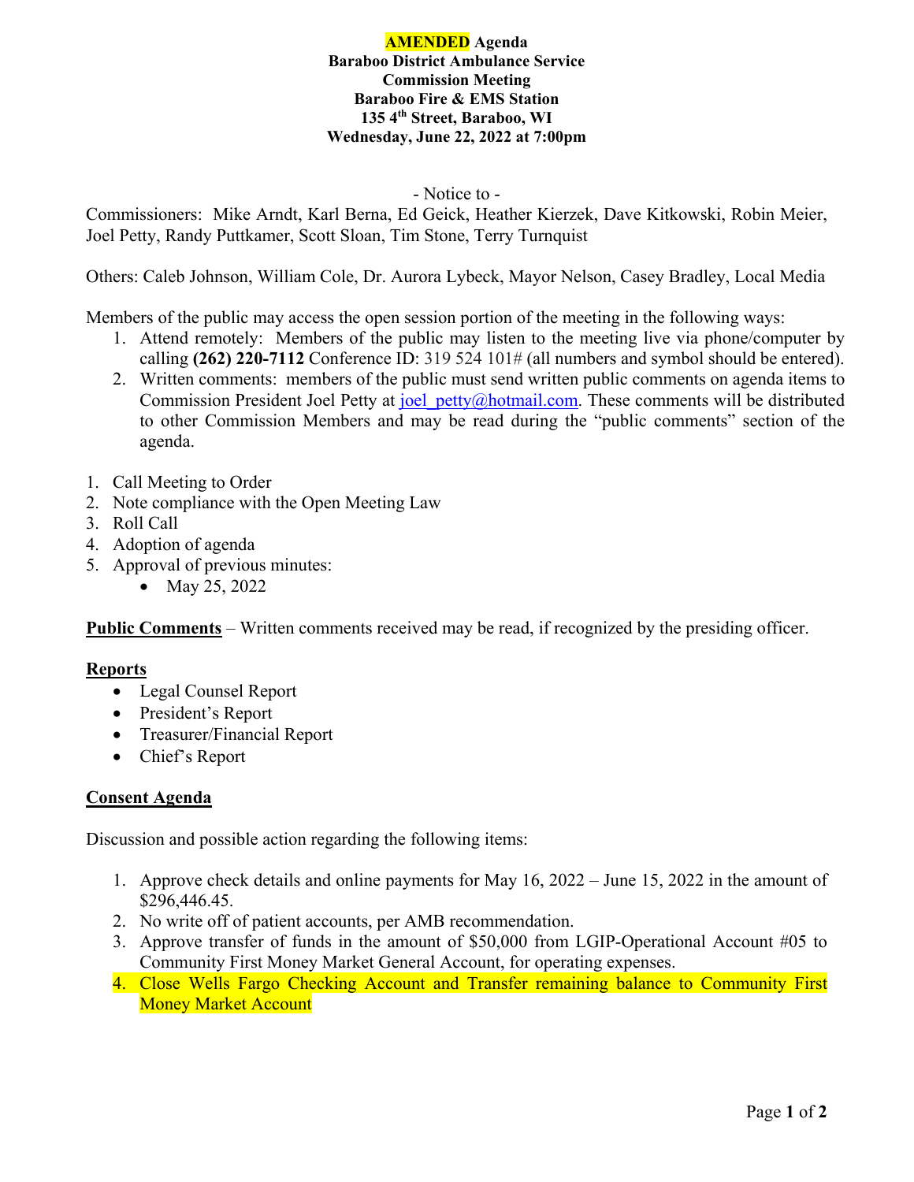**AMENDED Agenda**
**Baraboo District Ambulance Service**
**Commission Meeting**
**Baraboo Fire & EMS Station**
**135 4th Street, Baraboo, WI**
**Wednesday, June 22, 2022 at 7:00pm**

- Notice to -

Commissioners: Mike Arndt, Karl Berna, Ed Geick, Heather Kierzek, Dave Kitkowski, Robin Meier, Joel Petty, Randy Puttkamer, Scott Sloan, Tim Stone, Terry Turnquist

Others: Caleb Johnson, William Cole, Dr. Aurora Lybeck, Mayor Nelson, Casey Bradley, Local Media

Members of the public may access the open session portion of the meeting in the following ways:

1. Attend remotely: Members of the public may listen to the meeting live via phone/computer by calling **(262) 220-7112** Conference ID: 319 524 101# (all numbers and symbol should be entered).
2. Written comments: members of the public must send written public comments on agenda items to Commission President Joel Petty at joel_petty@hotmail.com. These comments will be distributed to other Commission Members and may be read during the "public comments" section of the agenda.

1. Call Meeting to Order
2. Note compliance with the Open Meeting Law
3. Roll Call
4. Adoption of agenda
5. Approval of previous minutes:
   - May 25, 2022

**Public Comments** – Written comments received may be read, if recognized by the presiding officer.

**Reports**

- Legal Counsel Report
- President's Report
- Treasurer/Financial Report
- Chief's Report

**Consent Agenda**

Discussion and possible action regarding the following items:

1. Approve check details and online payments for May 16, 2022 – June 15, 2022 in the amount of $296,446.45.
2. No write off of patient accounts, per AMB recommendation.
3. Approve transfer of funds in the amount of $50,000 from LGIP-Operational Account #05 to Community First Money Market General Account, for operating expenses.
4. Close Wells Fargo Checking Account and Transfer remaining balance to Community First Money Market Account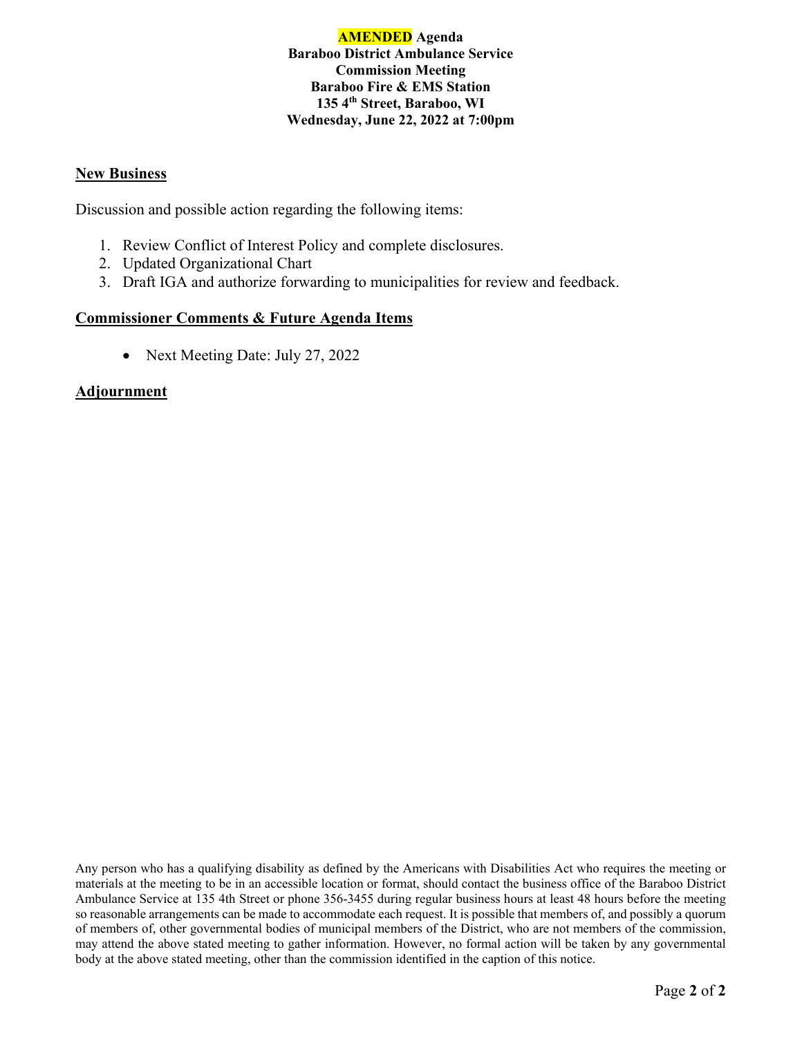**AMENDED Agenda**
**Baraboo District Ambulance Service**
**Commission Meeting**
**Baraboo Fire & EMS Station**
**135 4th Street, Baraboo, WI**
**Wednesday, June 22, 2022 at 7:00pm**

## New Business

Discussion and possible action regarding the following items:

1. Review Conflict of Interest Policy and complete disclosures.
2. Updated Organizational Chart
3. Draft IGA and authorize forwarding to municipalities for review and feedback.

## Commissioner Comments & Future Agenda Items

- Next Meeting Date: July 27, 2022

## Adjournment

Any person who has a qualifying disability as defined by the Americans with Disabilities Act who requires the meeting or materials at the meeting to be in an accessible location or format, should contact the business office of the Baraboo District Ambulance Service at 135 4th Street or phone 356-3455 during regular business hours at least 48 hours before the meeting so reasonable arrangements can be made to accommodate each request. It is possible that members of, and possibly a quorum of members of, other governmental bodies of municipal members of the District, who are not members of the commission, may attend the above stated meeting to gather information. However, no formal action will be taken by any governmental body at the above stated meeting, other than the commission identified in the caption of this notice.